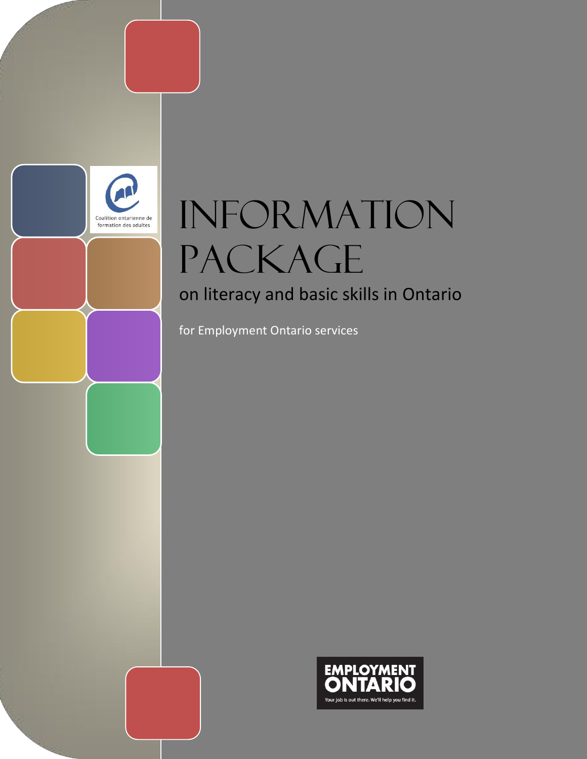Coalition ontarienne de formation des adultes

# INFORMATION PACKAGE

## on literacy and basic skills in Ontario

for Employment Ontario services

EMPLOYMENT ONTARIO

Your job is out there. We'll help you find it.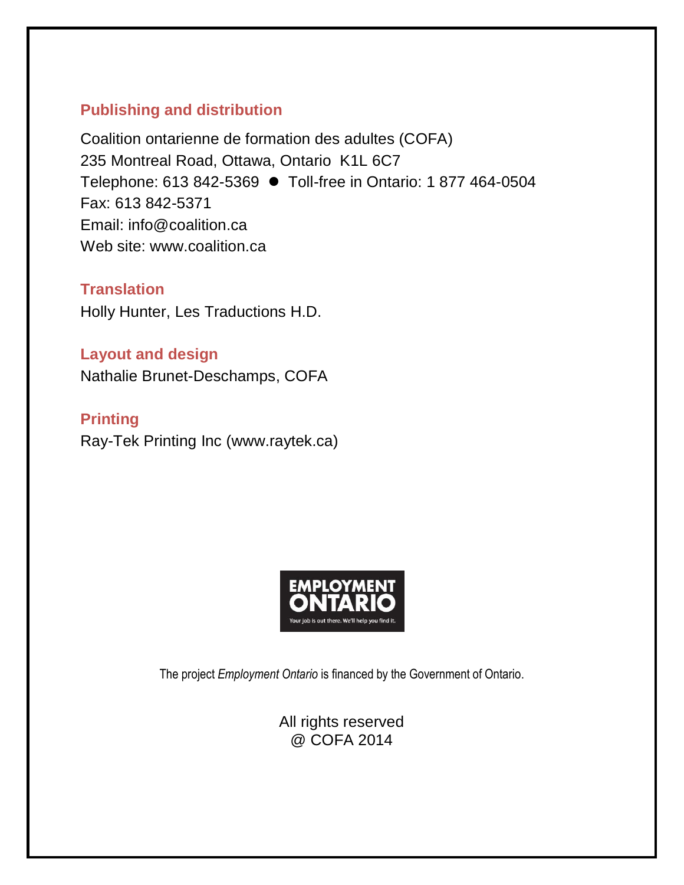**Publishing and distribution**

Coalition ontarienne de formation des adultes (COFA)
235 Montreal Road, Ottawa, Ontario  K1L 6C7
Telephone: 613 842-5369 ● Toll-free in Ontario: 1 877 464-0504
Fax: 613 842-5371
Email: info@coalition.ca
Web site: www.coalition.ca

**Translation**

Holly Hunter, Les Traductions H.D.

**Layout and design**

Nathalie Brunet-Deschamps, COFA

**Printing**

Ray-Tek Printing Inc (www.raytek.ca)

EMPLOYMENT ONTARIO
Your job is out there. We'll help you find it.

The project *Employment Ontario* is financed by the Government of Ontario.

All rights reserved
@ COFA 2014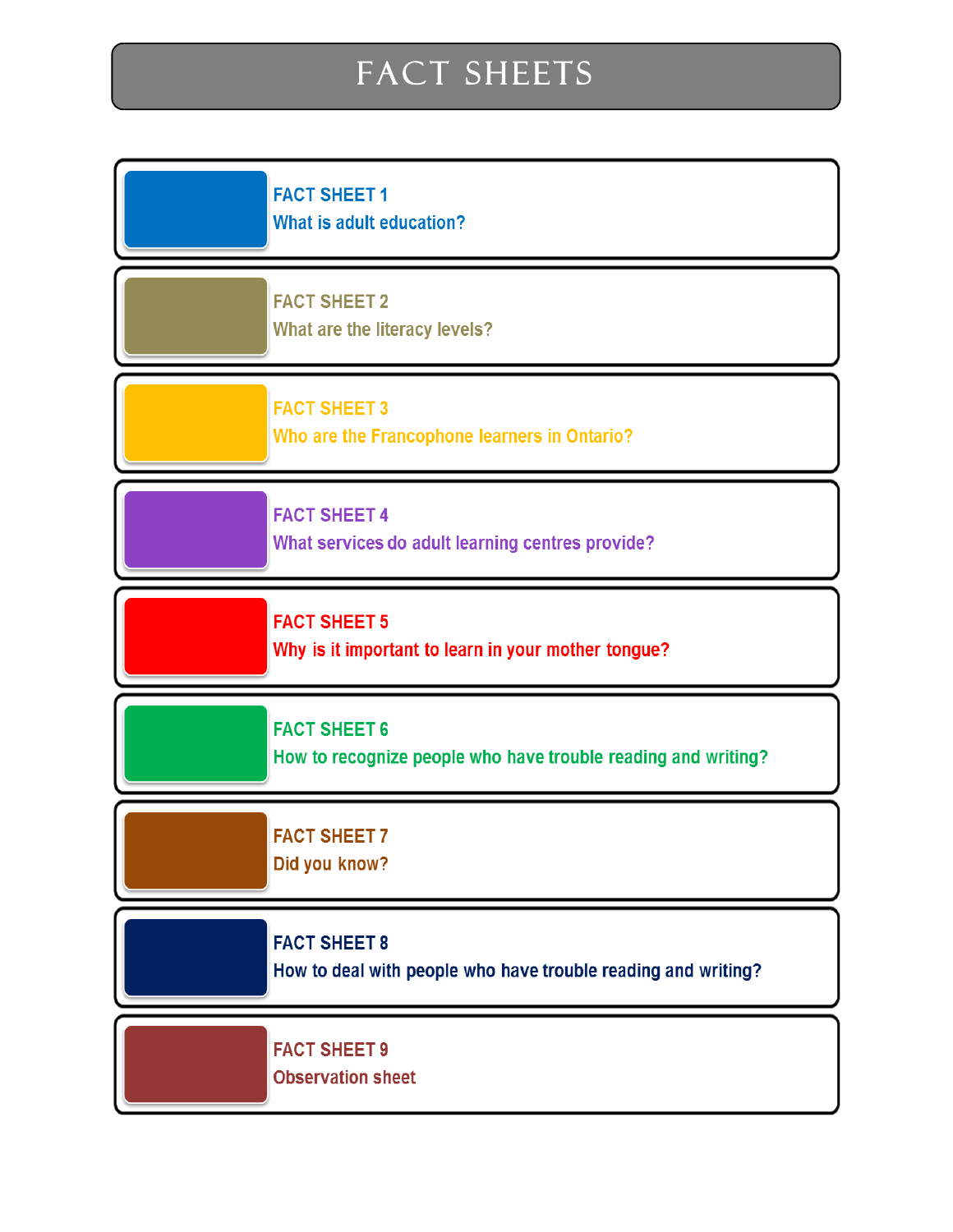# FACT SHEETS

**FACT SHEET 1**
What is adult education?

**FACT SHEET 2**
What are the literacy levels?

**FACT SHEET 3**
Who are the Francophone learners in Ontario?

**FACT SHEET 4**
What services do adult learning centres provide?

**FACT SHEET 5**
Why is it important to learn in your mother tongue?

**FACT SHEET 6**
How to recognize people who have trouble reading and writing?

**FACT SHEET 7**
Did you know?

**FACT SHEET 8**
How to deal with people who have trouble reading and writing?

**FACT SHEET 9**
Observation sheet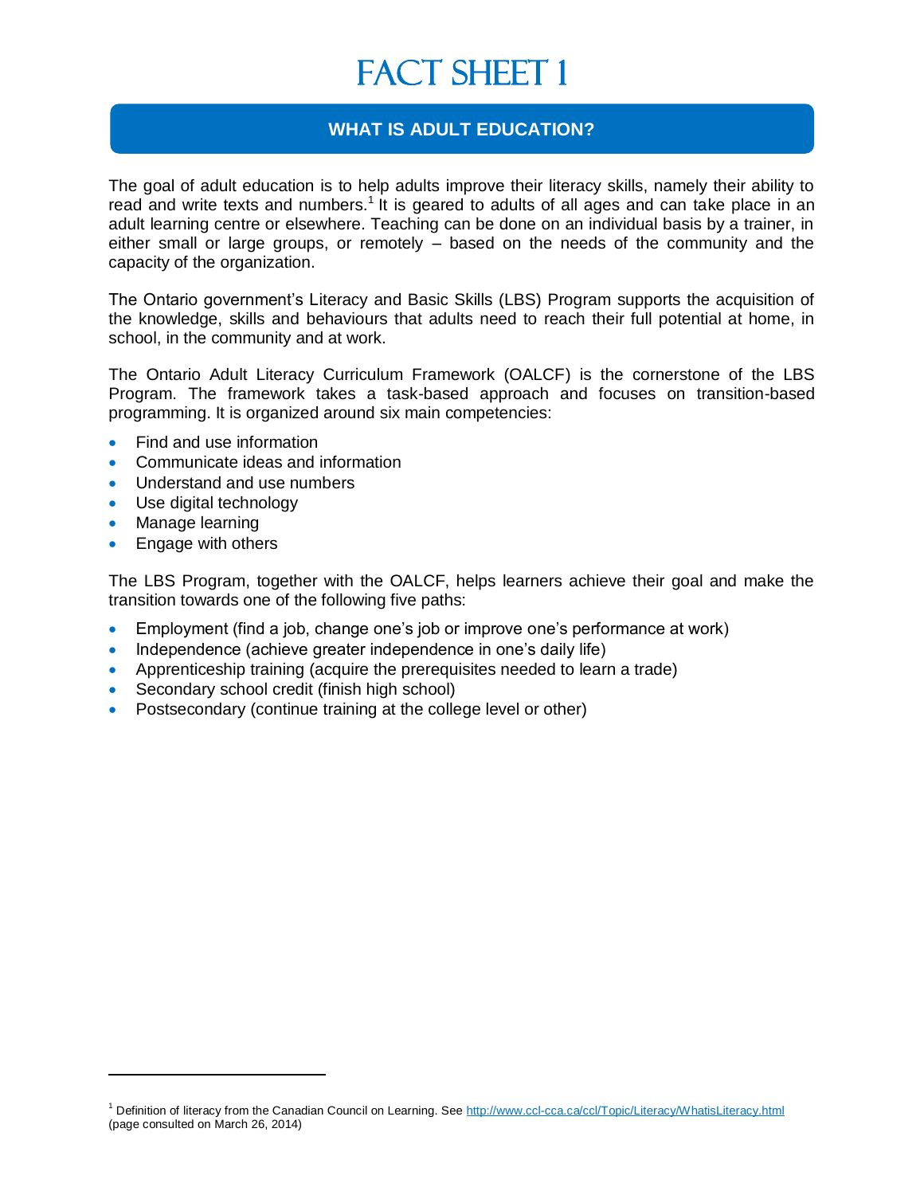# FACT SHEET 1

## WHAT IS ADULT EDUCATION?

The goal of adult education is to help adults improve their literacy skills, namely their ability to read and write texts and numbers.[1] It is geared to adults of all ages and can take place in an adult learning centre or elsewhere. Teaching can be done on an individual basis by a trainer, in either small or large groups, or remotely – based on the needs of the community and the capacity of the organization.

The Ontario government's Literacy and Basic Skills (LBS) Program supports the acquisition of the knowledge, skills and behaviours that adults need to reach their full potential at home, in school, in the community and at work.

The Ontario Adult Literacy Curriculum Framework (OALCF) is the cornerstone of the LBS Program. The framework takes a task-based approach and focuses on transition-based programming. It is organized around six main competencies:

- Find and use information
- Communicate ideas and information
- Understand and use numbers
- Use digital technology
- Manage learning
- Engage with others

The LBS Program, together with the OALCF, helps learners achieve their goal and make the transition towards one of the following five paths:

- Employment (find a job, change one's job or improve one's performance at work)
- Independence (achieve greater independence in one's daily life)
- Apprenticeship training (acquire the prerequisites needed to learn a trade)
- Secondary school credit (finish high school)
- Postsecondary (continue training at the college level or other)

---

[1] Definition of literacy from the Canadian Council on Learning. See http://www.ccl-cca.ca/ccl/Topic/Literacy/WhatisLiteracy.html (page consulted on March 26, 2014)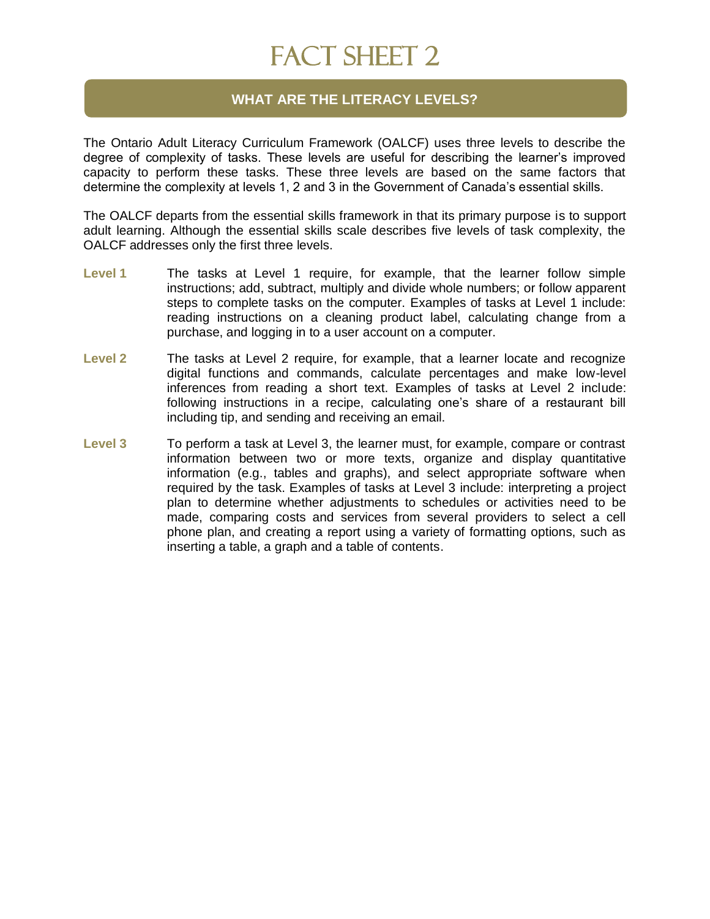# FACT SHEET 2

## WHAT ARE THE LITERACY LEVELS?

The Ontario Adult Literacy Curriculum Framework (OALCF) uses three levels to describe the degree of complexity of tasks. These levels are useful for describing the learner's improved capacity to perform these tasks. These three levels are based on the same factors that determine the complexity at levels 1, 2 and 3 in the Government of Canada's essential skills.

The OALCF departs from the essential skills framework in that its primary purpose is to support adult learning. Although the essential skills scale describes five levels of task complexity, the OALCF addresses only the first three levels.

**Level 1** The tasks at Level 1 require, for example, that the learner follow simple instructions; add, subtract, multiply and divide whole numbers; or follow apparent steps to complete tasks on the computer. Examples of tasks at Level 1 include: reading instructions on a cleaning product label, calculating change from a purchase, and logging in to a user account on a computer.

**Level 2** The tasks at Level 2 require, for example, that a learner locate and recognize digital functions and commands, calculate percentages and make low-level inferences from reading a short text. Examples of tasks at Level 2 include: following instructions in a recipe, calculating one's share of a restaurant bill including tip, and sending and receiving an email.

**Level 3** To perform a task at Level 3, the learner must, for example, compare or contrast information between two or more texts, organize and display quantitative information (e.g., tables and graphs), and select appropriate software when required by the task. Examples of tasks at Level 3 include: interpreting a project plan to determine whether adjustments to schedules or activities need to be made, comparing costs and services from several providers to select a cell phone plan, and creating a report using a variety of formatting options, such as inserting a table, a graph and a table of contents.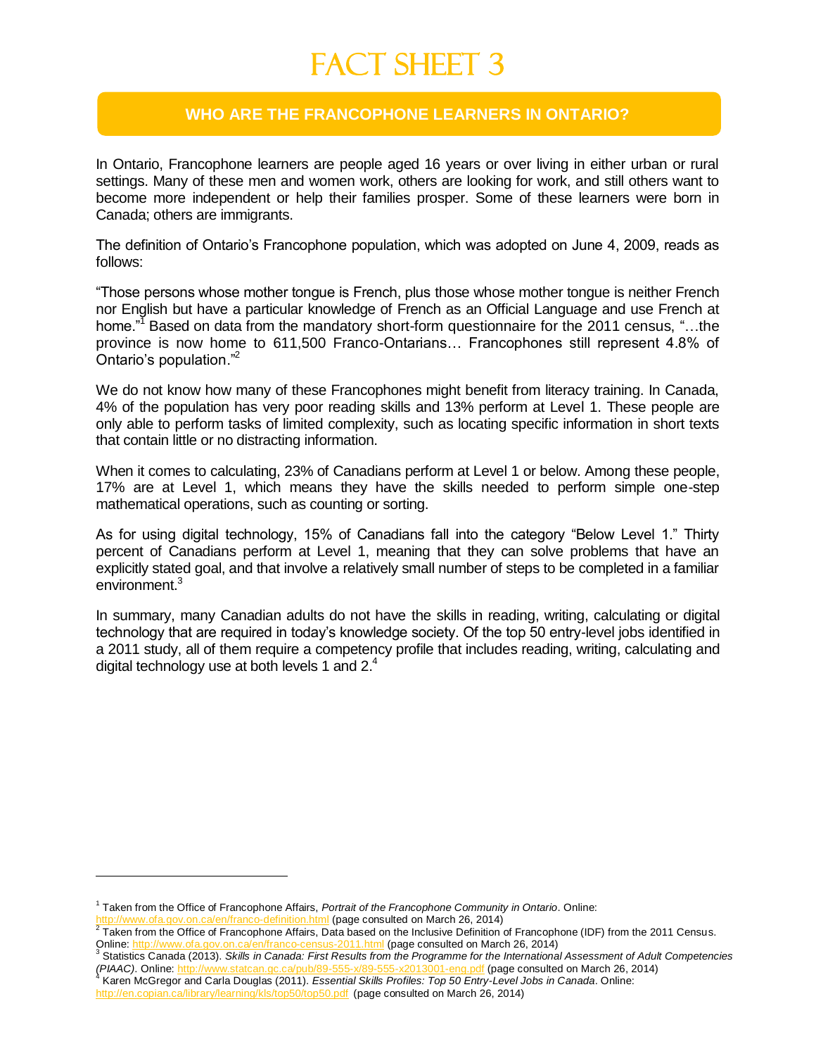# FACT SHEET 3

## WHO ARE THE FRANCOPHONE LEARNERS IN ONTARIO?

In Ontario, Francophone learners are people aged 16 years or over living in either urban or rural settings. Many of these men and women work, others are looking for work, and still others want to become more independent or help their families prosper. Some of these learners were born in Canada; others are immigrants.

The definition of Ontario's Francophone population, which was adopted on June 4, 2009, reads as follows:

"Those persons whose mother tongue is French, plus those whose mother tongue is neither French nor English but have a particular knowledge of French as an Official Language and use French at home."[1] Based on data from the mandatory short-form questionnaire for the 2011 census, "…the province is now home to 611,500 Franco-Ontarians… Francophones still represent 4.8% of Ontario's population."[2]

We do not know how many of these Francophones might benefit from literacy training. In Canada, 4% of the population has very poor reading skills and 13% perform at Level 1. These people are only able to perform tasks of limited complexity, such as locating specific information in short texts that contain little or no distracting information.

When it comes to calculating, 23% of Canadians perform at Level 1 or below. Among these people, 17% are at Level 1, which means they have the skills needed to perform simple one-step mathematical operations, such as counting or sorting.

As for using digital technology, 15% of Canadians fall into the category "Below Level 1." Thirty percent of Canadians perform at Level 1, meaning that they can solve problems that have an explicitly stated goal, and that involve a relatively small number of steps to be completed in a familiar environment.[3]

In summary, many Canadian adults do not have the skills in reading, writing, calculating or digital technology that are required in today's knowledge society. Of the top 50 entry-level jobs identified in a 2011 study, all of them require a competency profile that includes reading, writing, calculating and digital technology use at both levels 1 and 2.[4]

---

[1] Taken from the Office of Francophone Affairs, *Portrait of the Francophone Community in Ontario*. Online: http://www.ofa.gov.on.ca/en/franco-definition.html (page consulted on March 26, 2014)

[2] Taken from the Office of Francophone Affairs, Data based on the Inclusive Definition of Francophone (IDF) from the 2011 Census. Online: http://www.ofa.gov.on.ca/en/franco-census-2011.html (page consulted on March 26, 2014)

[3] Statistics Canada (2013). *Skills in Canada: First Results from the Programme for the International Assessment of Adult Competencies (PIAAC)*. Online: http://www.statcan.gc.ca/pub/89-555-x/89-555-x2013001-eng.pdf (page consulted on March 26, 2014)

[4] Karen McGregor and Carla Douglas (2011). *Essential Skills Profiles: Top 50 Entry-Level Jobs in Canada*. Online: http://en.copian.ca/library/learning/kls/top50/top50.pdf (page consulted on March 26, 2014)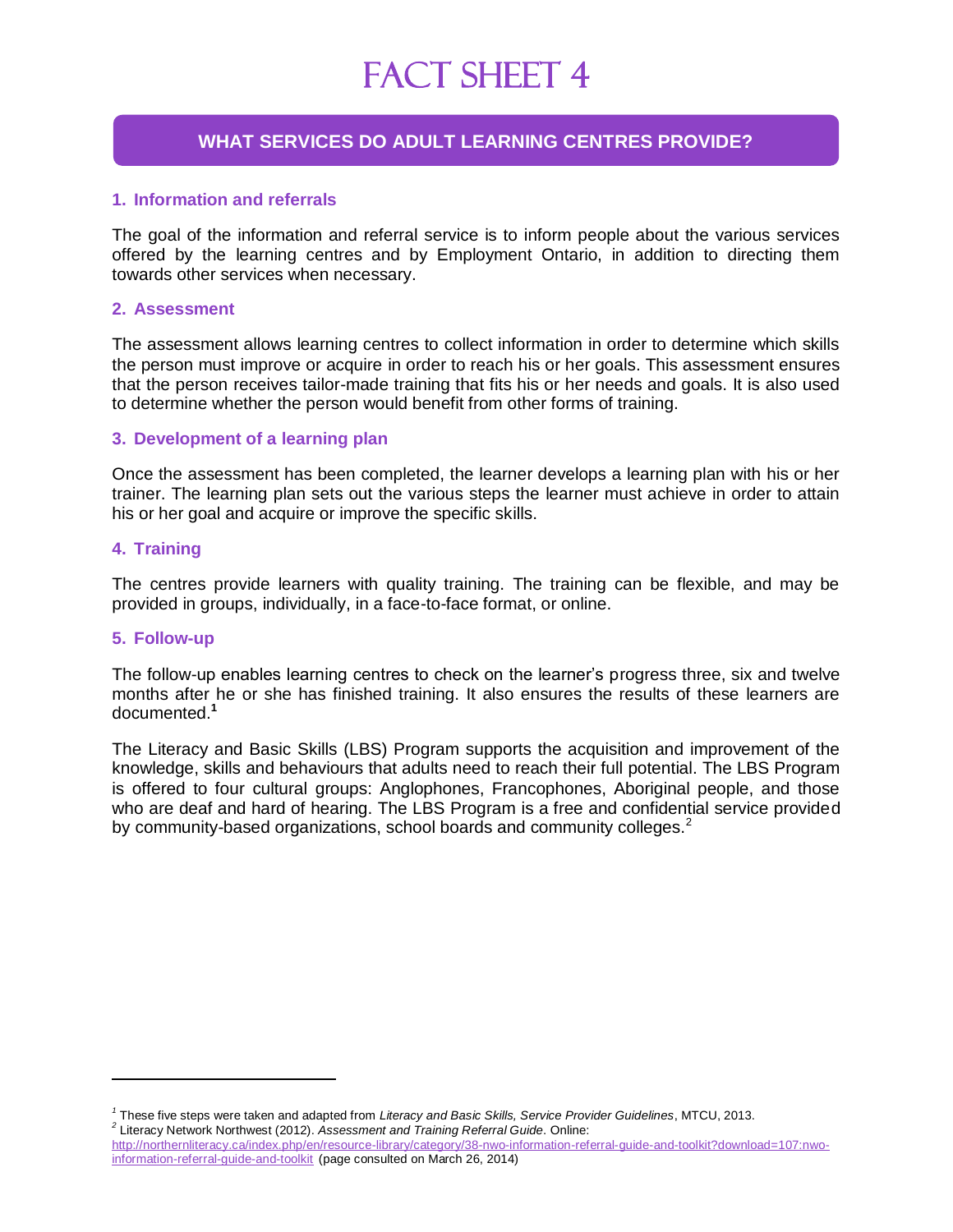# FACT SHEET 4

## WHAT SERVICES DO ADULT LEARNING CENTRES PROVIDE?

### 1. Information and referrals

The goal of the information and referral service is to inform people about the various services offered by the learning centres and by Employment Ontario, in addition to directing them towards other services when necessary.

### 2. Assessment

The assessment allows learning centres to collect information in order to determine which skills the person must improve or acquire in order to reach his or her goals. This assessment ensures that the person receives tailor-made training that fits his or her needs and goals. It is also used to determine whether the person would benefit from other forms of training.

### 3. Development of a learning plan

Once the assessment has been completed, the learner develops a learning plan with his or her trainer. The learning plan sets out the various steps the learner must achieve in order to attain his or her goal and acquire or improve the specific skills.

### 4. Training

The centres provide learners with quality training. The training can be flexible, and may be provided in groups, individually, in a face-to-face format, or online.

### 5. Follow-up

The follow-up enables learning centres to check on the learner's progress three, six and twelve months after he or she has finished training. It also ensures the results of these learners are documented.[1]

The Literacy and Basic Skills (LBS) Program supports the acquisition and improvement of the knowledge, skills and behaviours that adults need to reach their full potential. The LBS Program is offered to four cultural groups: Anglophones, Francophones, Aboriginal people, and those who are deaf and hard of hearing. The LBS Program is a free and confidential service provided by community-based organizations, school boards and community colleges.[2]

---

[1] These five steps were taken and adapted from *Literacy and Basic Skills, Service Provider Guidelines*, MTCU, 2013.

[2] Literacy Network Northwest (2012). *Assessment and Training Referral Guide*. Online: http://northernliteracy.ca/index.php/en/resource-library/category/38-nwo-information-referral-guide-and-toolkit?download=107:nwo-information-referral-guide-and-toolkit (page consulted on March 26, 2014)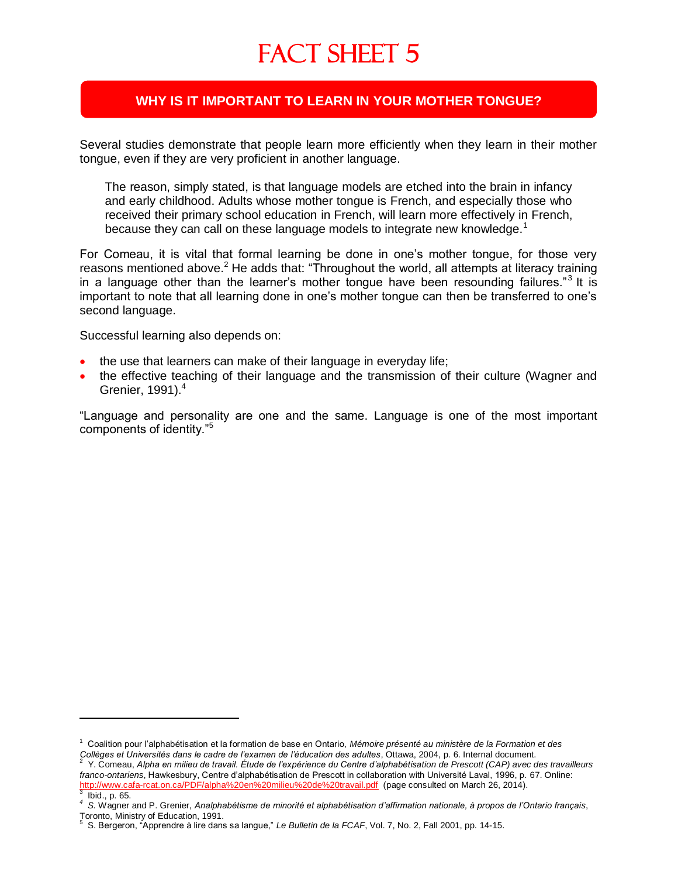# FACT SHEET 5

## WHY IS IT IMPORTANT TO LEARN IN YOUR MOTHER TONGUE?

Several studies demonstrate that people learn more efficiently when they learn in their mother tongue, even if they are very proficient in another language.

> The reason, simply stated, is that language models are etched into the brain in infancy and early childhood. Adults whose mother tongue is French, and especially those who received their primary school education in French, will learn more effectively in French, because they can call on these language models to integrate new knowledge.[1]

For Comeau, it is vital that formal learning be done in one's mother tongue, for those very reasons mentioned above.[2] He adds that: "Throughout the world, all attempts at literacy training in a language other than the learner's mother tongue have been resounding failures."[3] It is important to note that all learning done in one's mother tongue can then be transferred to one's second language.

Successful learning also depends on:

- the use that learners can make of their language in everyday life;
- the effective teaching of their language and the transmission of their culture (Wagner and Grenier, 1991).[4]

"Language and personality are one and the same. Language is one of the most important components of identity."[5]

---

[1] Coalition pour l'alphabétisation et la formation de base en Ontario, *Mémoire présenté au ministère de la Formation et des Collèges et Universités dans le cadre de l'examen de l'éducation des adultes*, Ottawa, 2004, p. 6. Internal document.

[2] Y. Comeau, *Alpha en milieu de travail. Étude de l'expérience du Centre d'alphabétisation de Prescott (CAP) avec des travailleurs franco-ontariens*, Hawkesbury, Centre d'alphabétisation de Prescott in collaboration with Université Laval, 1996, p. 67. Online: http://www.cafa-rcat.on.ca/PDF/alpha%20en%20milieu%20de%20travail.pdf (page consulted on March 26, 2014).

[3] Ibid., p. 65.

[4] S. Wagner and P. Grenier, *Analphabétisme de minorité et alphabétisation d'affirmation nationale, à propos de l'Ontario français*, Toronto, Ministry of Education, 1991.

[5] S. Bergeron, "Apprendre à lire dans sa langue," *Le Bulletin de la FCAF*, Vol. 7, No. 2, Fall 2001, pp. 14-15.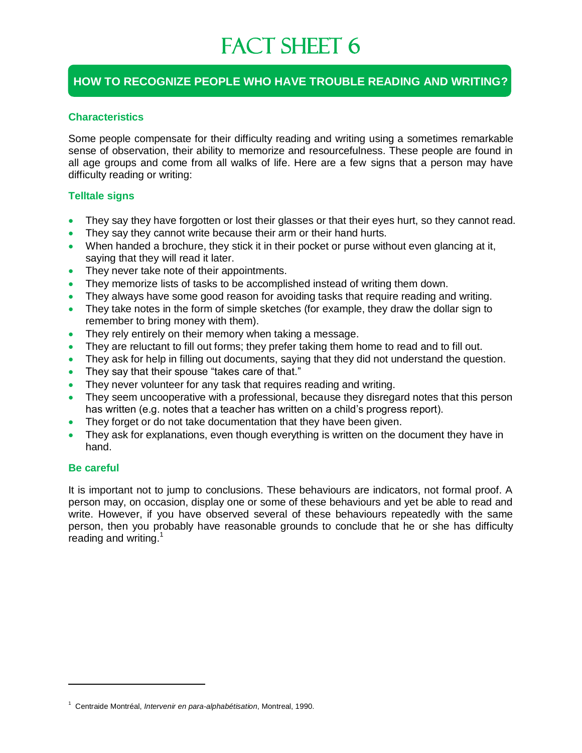# FACT SHEET 6

## HOW TO RECOGNIZE PEOPLE WHO HAVE TROUBLE READING AND WRITING?

### Characteristics

Some people compensate for their difficulty reading and writing using a sometimes remarkable sense of observation, their ability to memorize and resourcefulness. These people are found in all age groups and come from all walks of life. Here are a few signs that a person may have difficulty reading or writing:

### Telltale signs

- They say they have forgotten or lost their glasses or that their eyes hurt, so they cannot read.
- They say they cannot write because their arm or their hand hurts.
- When handed a brochure, they stick it in their pocket or purse without even glancing at it, saying that they will read it later.
- They never take note of their appointments.
- They memorize lists of tasks to be accomplished instead of writing them down.
- They always have some good reason for avoiding tasks that require reading and writing.
- They take notes in the form of simple sketches (for example, they draw the dollar sign to remember to bring money with them).
- They rely entirely on their memory when taking a message.
- They are reluctant to fill out forms; they prefer taking them home to read and to fill out.
- They ask for help in filling out documents, saying that they did not understand the question.
- They say that their spouse "takes care of that."
- They never volunteer for any task that requires reading and writing.
- They seem uncooperative with a professional, because they disregard notes that this person has written (e.g. notes that a teacher has written on a child's progress report).
- They forget or do not take documentation that they have been given.
- They ask for explanations, even though everything is written on the document they have in hand.

### Be careful

It is important not to jump to conclusions. These behaviours are indicators, not formal proof. A person may, on occasion, display one or some of these behaviours and yet be able to read and write. However, if you have observed several of these behaviours repeatedly with the same person, then you probably have reasonable grounds to conclude that he or she has difficulty reading and writing.[1]

---

[1] Centraide Montréal, *Intervenir en para-alphabétisation*, Montreal, 1990.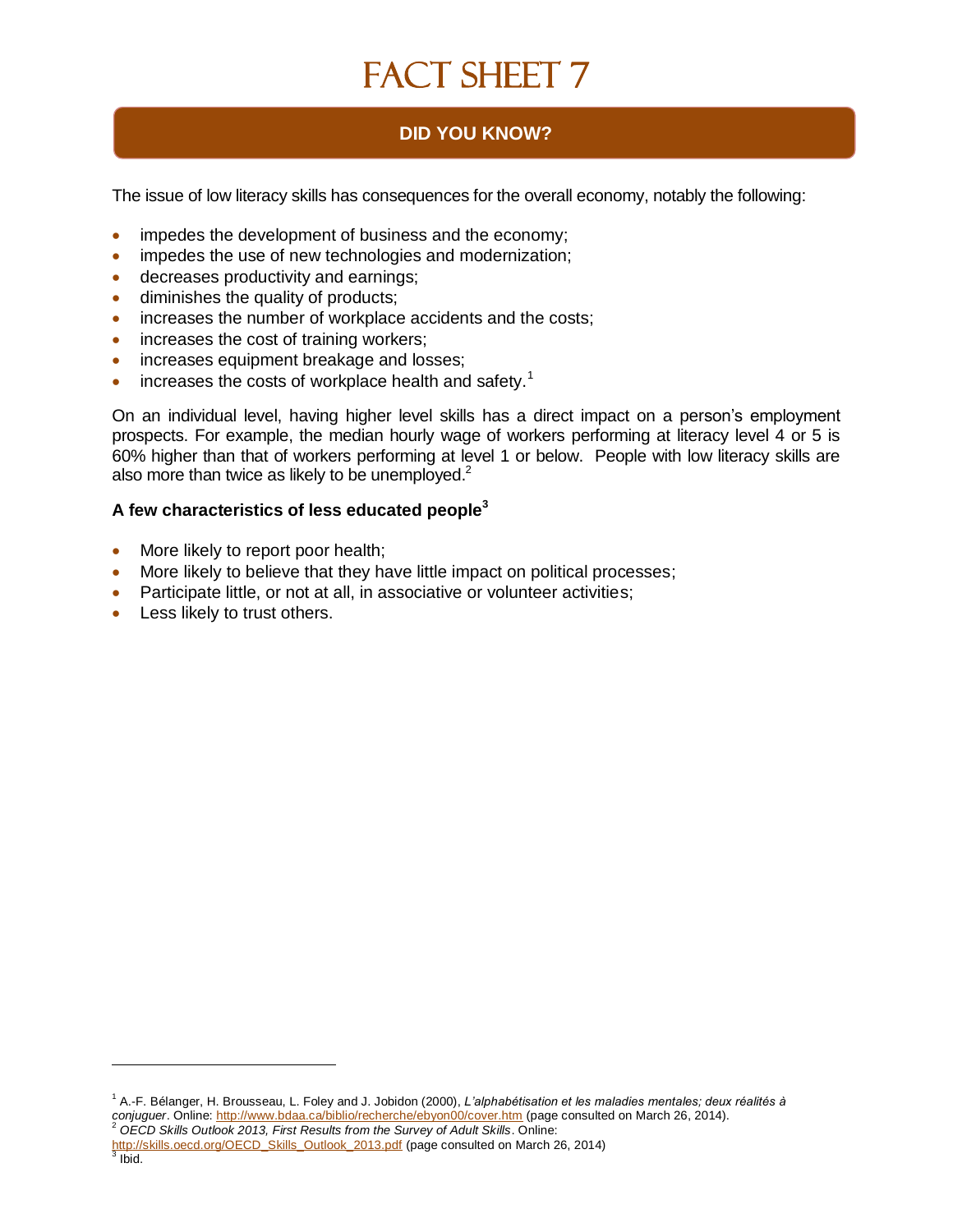# FACT SHEET 7

## DID YOU KNOW?

The issue of low literacy skills has consequences for the overall economy, notably the following:

- impedes the development of business and the economy;
- impedes the use of new technologies and modernization;
- decreases productivity and earnings;
- diminishes the quality of products;
- increases the number of workplace accidents and the costs;
- increases the cost of training workers;
- increases equipment breakage and losses;
- increases the costs of workplace health and safety.[1]

On an individual level, having higher level skills has a direct impact on a person's employment prospects. For example, the median hourly wage of workers performing at literacy level 4 or 5 is 60% higher than that of workers performing at level 1 or below. People with low literacy skills are also more than twice as likely to be unemployed.[2]

**A few characteristics of less educated people[3]**

- More likely to report poor health;
- More likely to believe that they have little impact on political processes;
- Participate little, or not at all, in associative or volunteer activities;
- Less likely to trust others.

---

[1] A.-F. Bélanger, H. Brousseau, L. Foley and J. Jobidon (2000), *L'alphabétisation et les maladies mentales; deux réalités à conjuguer*. Online: http://www.bdaa.ca/biblio/recherche/ebyon00/cover.htm (page consulted on March 26, 2014).

[2] *OECD Skills Outlook 2013, First Results from the Survey of Adult Skills*. Online: http://skills.oecd.org/OECD_Skills_Outlook_2013.pdf (page consulted on March 26, 2014)

[3] Ibid.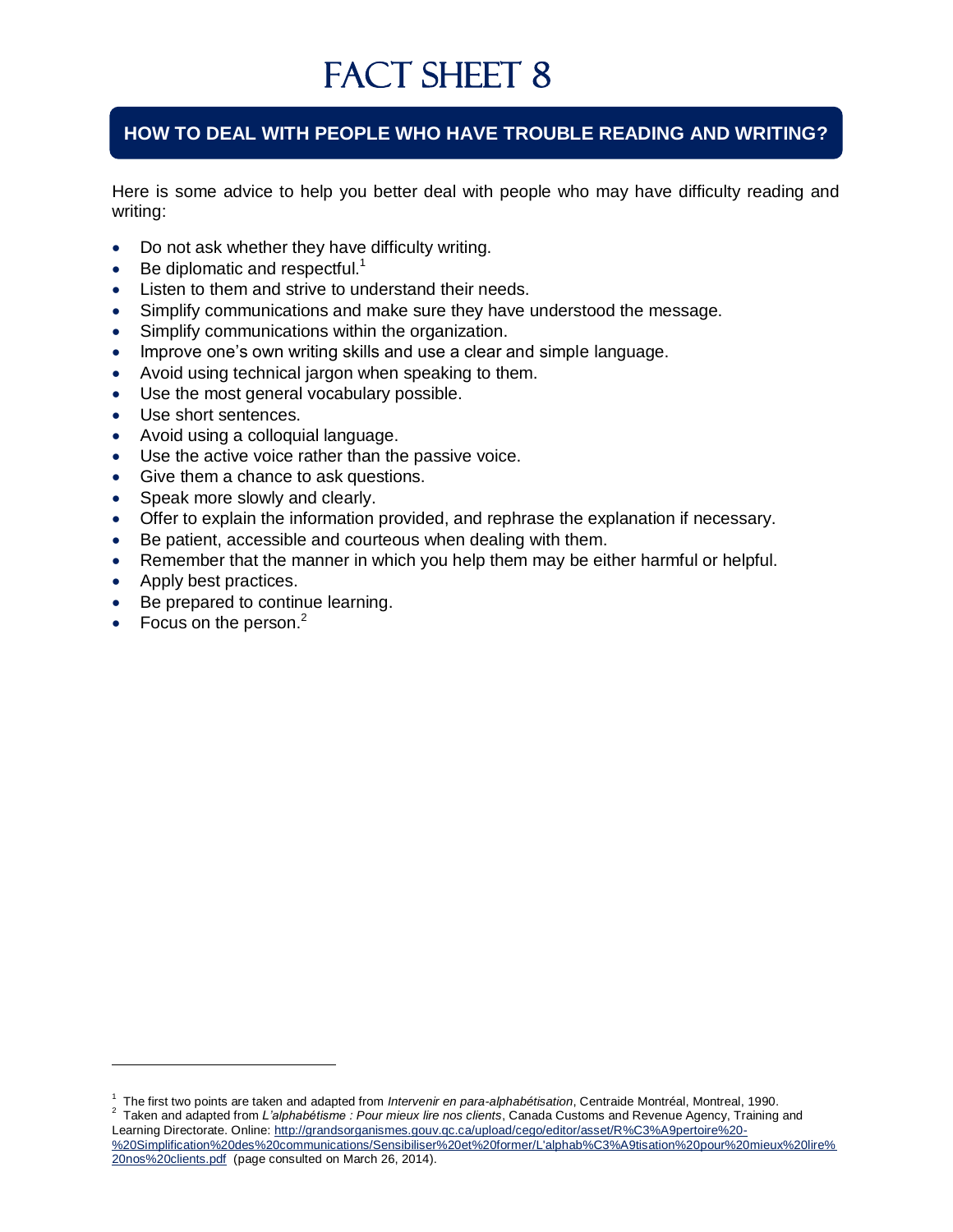# FACT SHEET 8

## HOW TO DEAL WITH PEOPLE WHO HAVE TROUBLE READING AND WRITING?

Here is some advice to help you better deal with people who may have difficulty reading and writing:

- Do not ask whether they have difficulty writing.
- Be diplomatic and respectful.[1]
- Listen to them and strive to understand their needs.
- Simplify communications and make sure they have understood the message.
- Simplify communications within the organization.
- Improve one's own writing skills and use a clear and simple language.
- Avoid using technical jargon when speaking to them.
- Use the most general vocabulary possible.
- Use short sentences.
- Avoid using a colloquial language.
- Use the active voice rather than the passive voice.
- Give them a chance to ask questions.
- Speak more slowly and clearly.
- Offer to explain the information provided, and rephrase the explanation if necessary.
- Be patient, accessible and courteous when dealing with them.
- Remember that the manner in which you help them may be either harmful or helpful.
- Apply best practices.
- Be prepared to continue learning.
- Focus on the person.[2]

---

[1] The first two points are taken and adapted from *Intervenir en para-alphabétisation*, Centraide Montréal, Montreal, 1990.

[2] Taken and adapted from *L'alphabétisme : Pour mieux lire nos clients*, Canada Customs and Revenue Agency, Training and Learning Directorate. Online: http://grandsorganismes.gouv.qc.ca/upload/cego/editor/asset/R%C3%A9pertoire%20-%20Simplification%20des%20communications/Sensibiliser%20et%20former/L'alphab%C3%A9tisation%20pour%20mieux%20lire%20nos%20clients.pdf (page consulted on March 26, 2014).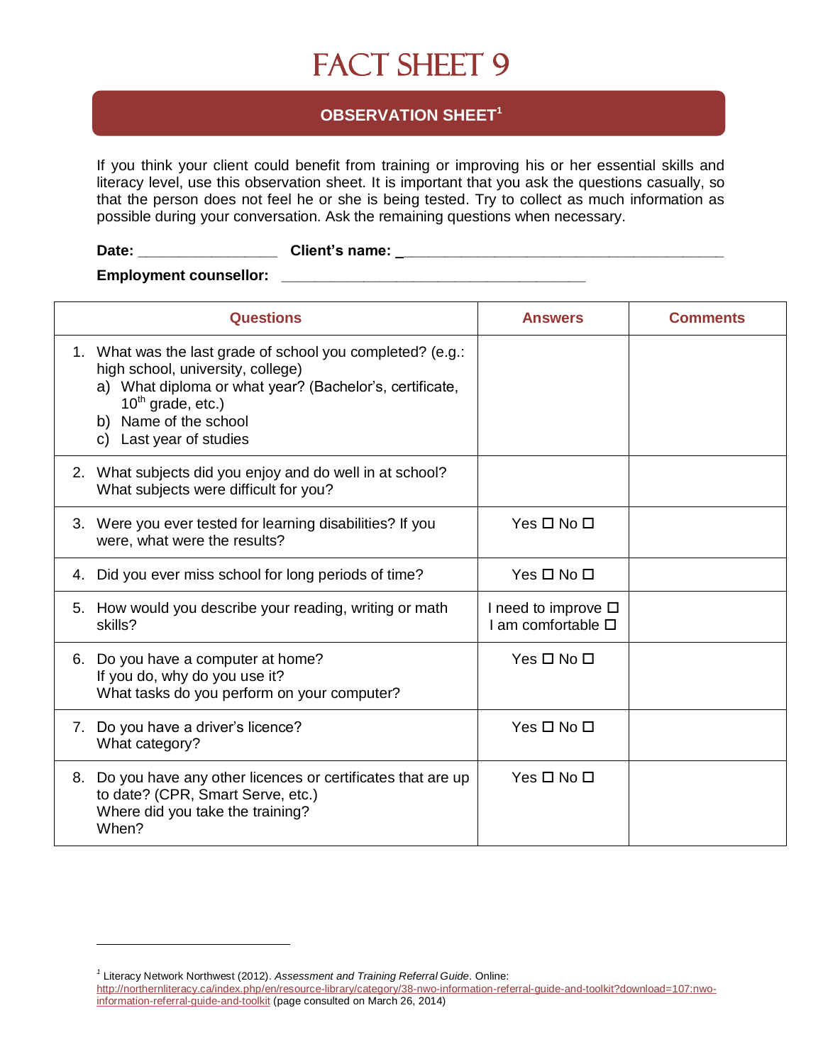# FACT SHEET 9

## OBSERVATION SHEET[1]

If you think your client could benefit from training or improving his or her essential skills and literacy level, use this observation sheet. It is important that you ask the questions casually, so that the person does not feel he or she is being tested. Try to collect as much information as possible during your conversation. Ask the remaining questions when necessary.

**Date:** ________________ **Client's name:** _______________________________________

**Employment counsellor:** ___________________________________

| Questions | Answers | Comments |
|---|---|---|
| 1. What was the last grade of school you completed? (e.g.: high school, university, college)<br>a) What diploma or what year? (Bachelor's, certificate, 10th grade, etc.)<br>b) Name of the school<br>c) Last year of studies | | |
| 2. What subjects did you enjoy and do well in at school? What subjects were difficult for you? | | |
| 3. Were you ever tested for learning disabilities? If you were, what were the results? | Yes ☐ No ☐ | |
| 4. Did you ever miss school for long periods of time? | Yes ☐ No ☐ | |
| 5. How would you describe your reading, writing or math skills? | I need to improve ☐<br>I am comfortable ☐ | |
| 6. Do you have a computer at home?<br>If you do, why do you use it?<br>What tasks do you perform on your computer? | Yes ☐ No ☐ | |
| 7. Do you have a driver's licence?<br>What category? | Yes ☐ No ☐ | |
| 8. Do you have any other licences or certificates that are up to date? (CPR, Smart Serve, etc.)<br>Where did you take the training?<br>When? | Yes ☐ No ☐ | |

[1] Literacy Network Northwest (2012). *Assessment and Training Referral Guide*. Online: http://northernliteracy.ca/index.php/en/resource-library/category/38-nwo-information-referral-guide-and-toolkit?download=107:nwo-information-referral-guide-and-toolkit (page consulted on March 26, 2014)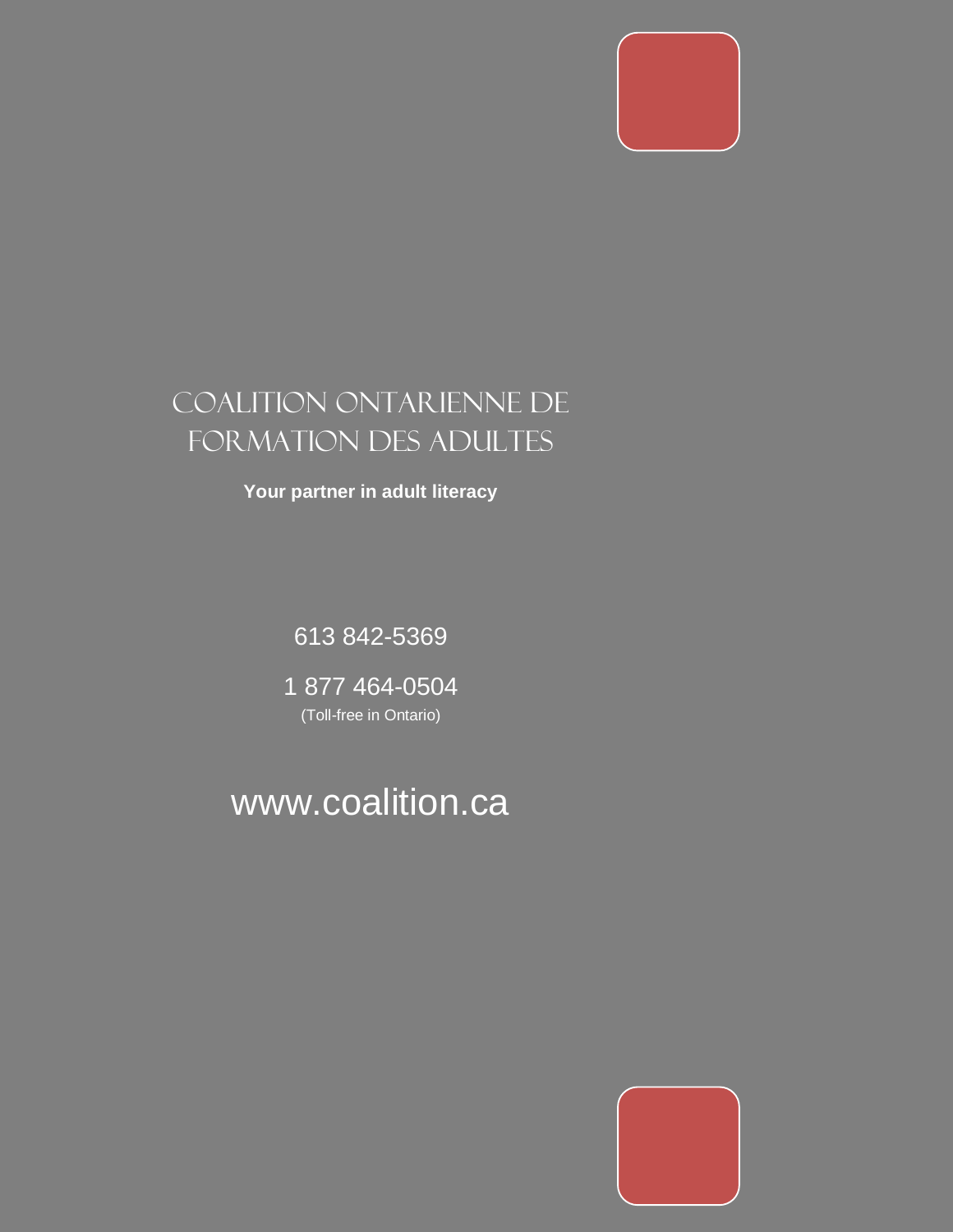# Coalition ontarienne de formation des adultes

**Your partner in adult literacy**

613 842-5369

1 877 464-0504
(Toll-free in Ontario)

www.coalition.ca